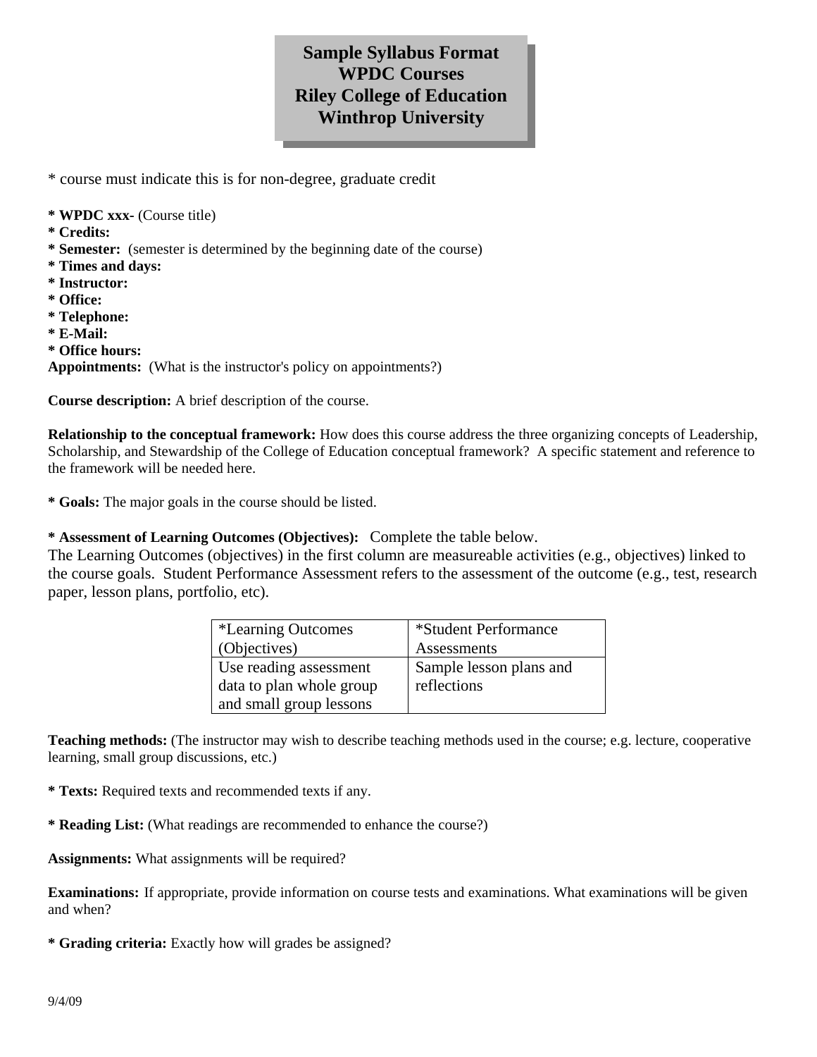# Sample Syllabus Format
# WPDC Courses
# Riley College of Education
# Winthrop University

* course must indicate this is for non-degree, graduate credit

**\* WPDC xxx-** (Course title)
**\* Credits:**
**\* Semester:** (semester is determined by the beginning date of the course)
**\* Times and days:**
**\* Instructor:**
**\* Office:**
**\* Telephone:**
**\* E-Mail:**
**\* Office hours:**
**Appointments:** (What is the instructor's policy on appointments?)

**Course description:** A brief description of the course.

**Relationship to the conceptual framework:** How does this course address the three organizing concepts of Leadership, Scholarship, and Stewardship of the College of Education conceptual framework? A specific statement and reference to the framework will be needed here.

**\* Goals:** The major goals in the course should be listed.

**\* Assessment of Learning Outcomes (Objectives):** Complete the table below.
The Learning Outcomes (objectives) in the first column are measureable activities (e.g., objectives) linked to the course goals. Student Performance Assessment refers to the assessment of the outcome (e.g., test, research paper, lesson plans, portfolio, etc).

| *Learning Outcomes (Objectives) | *Student Performance Assessments |
| --- | --- |
| Use reading assessment data to plan whole group and small group lessons | Sample lesson plans and reflections |

**Teaching methods:** (The instructor may wish to describe teaching methods used in the course; e.g. lecture, cooperative learning, small group discussions, etc.)

**\* Texts:** Required texts and recommended texts if any.

**\* Reading List:** (What readings are recommended to enhance the course?)

**Assignments:** What assignments will be required?

**Examinations:** If appropriate, provide information on course tests and examinations. What examinations will be given and when?

**\* Grading criteria:** Exactly how will grades be assigned?

9/4/09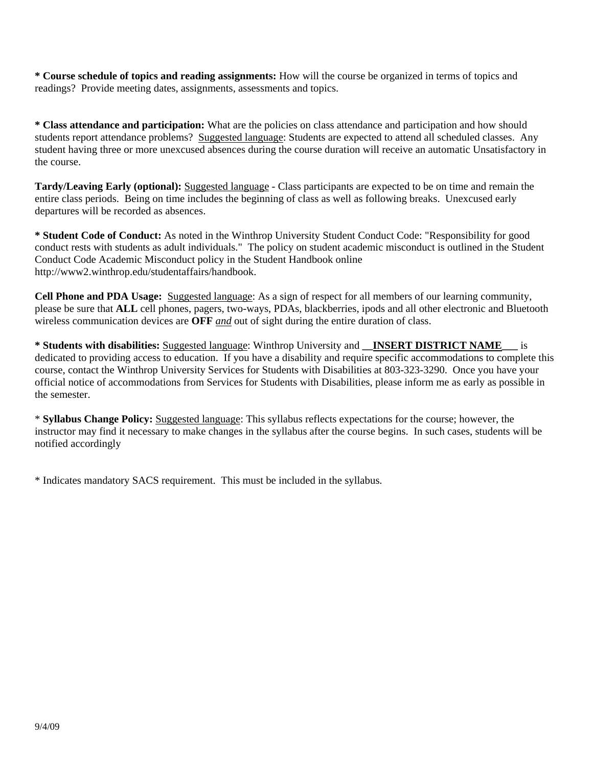**\* Course schedule of topics and reading assignments:** How will the course be organized in terms of topics and readings? Provide meeting dates, assignments, assessments and topics.

**\* Class attendance and participation:** What are the policies on class attendance and participation and how should students report attendance problems? <u>Suggested language</u>: Students are expected to attend all scheduled classes. Any student having three or more unexcused absences during the course duration will receive an automatic Unsatisfactory in the course.

**Tardy/Leaving Early (optional):** <u>Suggested language</u> - Class participants are expected to be on time and remain the entire class periods. Being on time includes the beginning of class as well as following breaks. Unexcused early departures will be recorded as absences.

**\* Student Code of Conduct:** As noted in the Winthrop University Student Conduct Code: "Responsibility for good conduct rests with students as adult individuals." The policy on student academic misconduct is outlined in the Student Conduct Code Academic Misconduct policy in the Student Handbook online http://www2.winthrop.edu/studentaffairs/handbook.

**Cell Phone and PDA Usage:** <u>Suggested language</u>: As a sign of respect for all members of our learning community, please be sure that **ALL** cell phones, pagers, two-ways, PDAs, blackberries, ipods and all other electronic and Bluetooth wireless communication devices are **OFF** <u>*and*</u> out of sight during the entire duration of class.

**\* Students with disabilities:** <u>Suggested language</u>: Winthrop University and **<u>\_\_INSERT DISTRICT NAME\_\_\_</u>** is dedicated to providing access to education. If you have a disability and require specific accommodations to complete this course, contact the Winthrop University Services for Students with Disabilities at 803-323-3290. Once you have your official notice of accommodations from Services for Students with Disabilities, please inform me as early as possible in the semester.

\* **Syllabus Change Policy:** <u>Suggested language</u>: This syllabus reflects expectations for the course; however, the instructor may find it necessary to make changes in the syllabus after the course begins. In such cases, students will be notified accordingly

\* Indicates mandatory SACS requirement. This must be included in the syllabus.

9/4/09